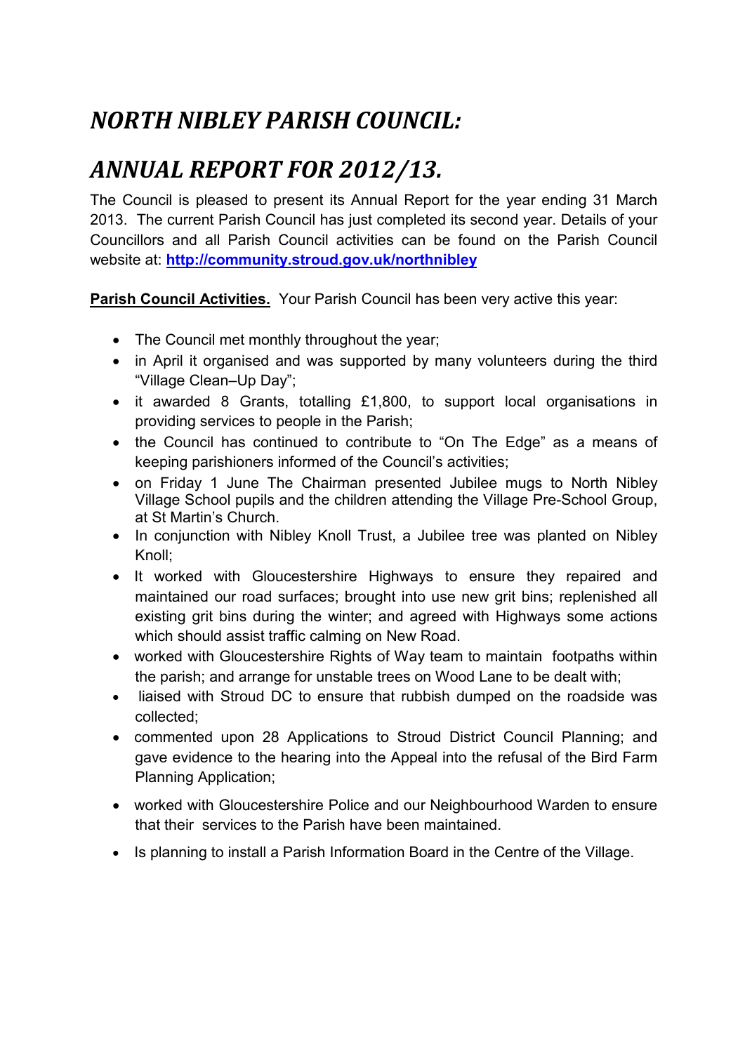# *NORTH NIBLEY PARISH COUNCIL:*

# *ANNUAL REPORT FOR 2012/13.*

The Council is pleased to present its Annual Report for the year ending 31 March 2013. The current Parish Council has just completed its second year. Details of your Councillors and all Parish Council activities can be found on the Parish Council website at: **http://community.stroud.gov.uk/northnibley**

**Parish Council Activities.** Your Parish Council has been very active this year:

- The Council met monthly throughout the year;
- in April it organised and was supported by many volunteers during the third "Village Clean–Up Day";
- it awarded 8 Grants, totalling £1,800, to support local organisations in providing services to people in the Parish;
- the Council has continued to contribute to "On The Edge" as a means of keeping parishioners informed of the Council's activities;
- on Friday 1 June The Chairman presented Jubilee mugs to North Nibley Village School pupils and the children attending the Village Pre-School Group, at St Martin's Church.
- In conjunction with Nibley Knoll Trust, a Jubilee tree was planted on Nibley Knoll;
- It worked with Gloucestershire Highways to ensure they repaired and maintained our road surfaces; brought into use new grit bins; replenished all existing grit bins during the winter; and agreed with Highways some actions which should assist traffic calming on New Road.
- worked with Gloucestershire Rights of Way team to maintain footpaths within the parish; and arrange for unstable trees on Wood Lane to be dealt with;
- liaised with Stroud DC to ensure that rubbish dumped on the roadside was collected;
- commented upon 28 Applications to Stroud District Council Planning; and gave evidence to the hearing into the Appeal into the refusal of the Bird Farm Planning Application;
- worked with Gloucestershire Police and our Neighbourhood Warden to ensure that their services to the Parish have been maintained.
- Is planning to install a Parish Information Board in the Centre of the Village.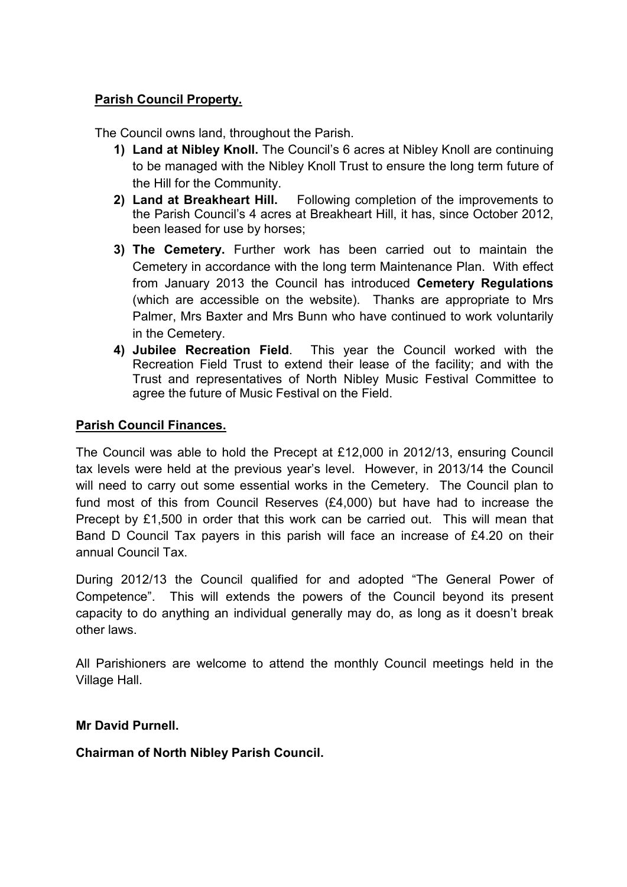**Parish Council Property.**

The Council owns land, throughout the Parish.

1) **Land at Nibley Knoll.** The Council's 6 acres at Nibley Knoll are continuing to be managed with the Nibley Knoll Trust to ensure the long term future of the Hill for the Community.
2) **Land at Breakheart Hill.** Following completion of the improvements to the Parish Council's 4 acres at Breakheart Hill, it has, since October 2012, been leased for use by horses;
3) **The Cemetery.** Further work has been carried out to maintain the Cemetery in accordance with the long term Maintenance Plan. With effect from January 2013 the Council has introduced **Cemetery Regulations** (which are accessible on the website). Thanks are appropriate to Mrs Palmer, Mrs Baxter and Mrs Bunn who have continued to work voluntarily in the Cemetery.
4) **Jubilee Recreation Field**. This year the Council worked with the Recreation Field Trust to extend their lease of the facility; and with the Trust and representatives of North Nibley Music Festival Committee to agree the future of Music Festival on the Field.

**Parish Council Finances.**

The Council was able to hold the Precept at £12,000 in 2012/13, ensuring Council tax levels were held at the previous year's level. However, in 2013/14 the Council will need to carry out some essential works in the Cemetery. The Council plan to fund most of this from Council Reserves (£4,000) but have had to increase the Precept by £1,500 in order that this work can be carried out. This will mean that Band D Council Tax payers in this parish will face an increase of £4.20 on their annual Council Tax.

During 2012/13 the Council qualified for and adopted "The General Power of Competence". This will extends the powers of the Council beyond its present capacity to do anything an individual generally may do, as long as it doesn't break other laws.

All Parishioners are welcome to attend the monthly Council meetings held in the Village Hall.

**Mr David Purnell.**

**Chairman of North Nibley Parish Council.**